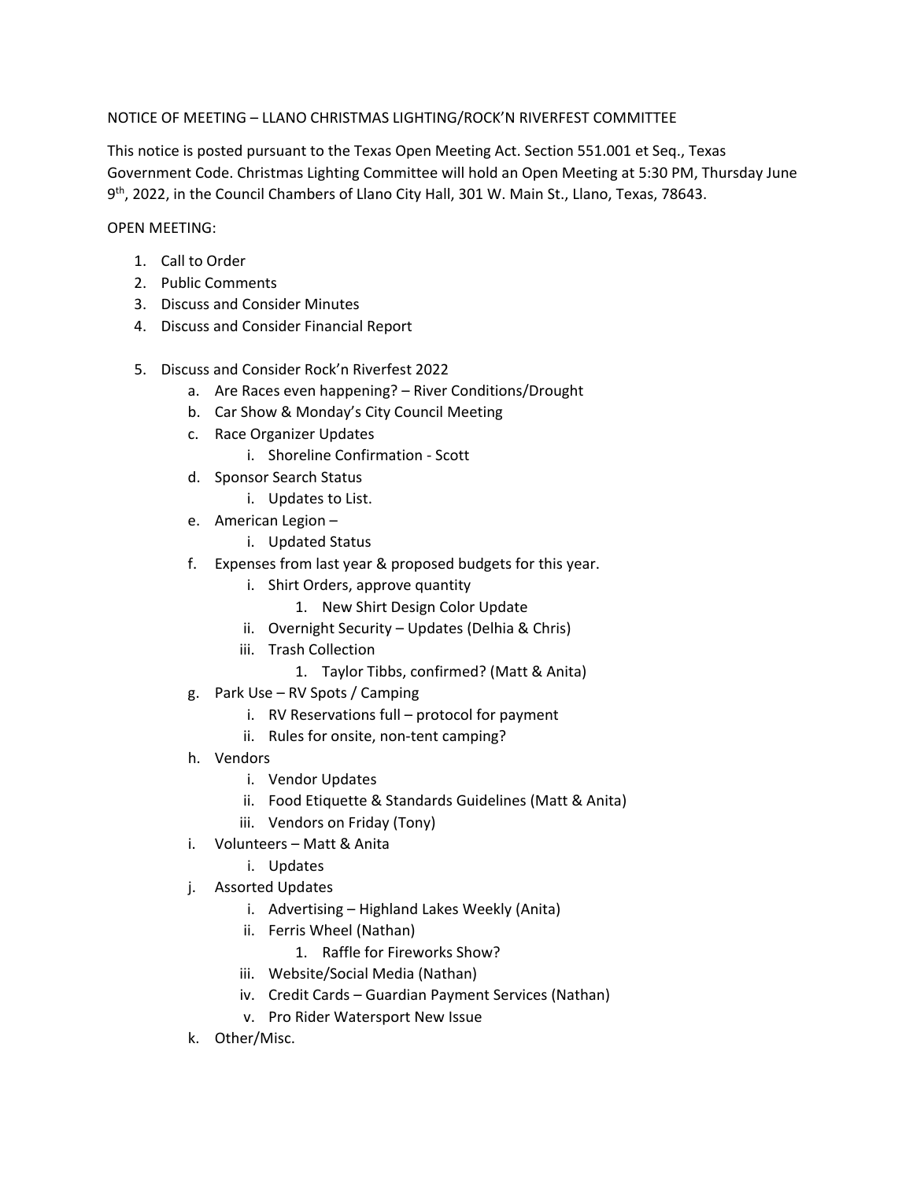NOTICE OF MEETING – LLANO CHRISTMAS LIGHTING/ROCK'N RIVERFEST COMMITTEE

This notice is posted pursuant to the Texas Open Meeting Act. Section 551.001 et Seq., Texas Government Code. Christmas Lighting Committee will hold an Open Meeting at 5:30 PM, Thursday June 9th, 2022, in the Council Chambers of Llano City Hall, 301 W. Main St., Llano, Texas, 78643.

OPEN MEETING:

1. Call to Order
2. Public Comments
3. Discuss and Consider Minutes
4. Discuss and Consider Financial Report
5. Discuss and Consider Rock'n Riverfest 2022
   a. Are Races even happening? – River Conditions/Drought
   b. Car Show & Monday's City Council Meeting
   c. Race Organizer Updates
      i. Shoreline Confirmation - Scott
   d. Sponsor Search Status
      i. Updates to List.
   e. American Legion –
      i. Updated Status
   f. Expenses from last year & proposed budgets for this year.
      i. Shirt Orders, approve quantity
         1. New Shirt Design Color Update
      ii. Overnight Security – Updates (Delhia & Chris)
      iii. Trash Collection
         1. Taylor Tibbs, confirmed? (Matt & Anita)
   g. Park Use – RV Spots / Camping
      i. RV Reservations full – protocol for payment
      ii. Rules for onsite, non-tent camping?
   h. Vendors
      i. Vendor Updates
      ii. Food Etiquette & Standards Guidelines (Matt & Anita)
      iii. Vendors on Friday (Tony)
   i. Volunteers – Matt & Anita
      i. Updates
   j. Assorted Updates
      i. Advertising – Highland Lakes Weekly (Anita)
      ii. Ferris Wheel (Nathan)
         1. Raffle for Fireworks Show?
      iii. Website/Social Media (Nathan)
      iv. Credit Cards – Guardian Payment Services (Nathan)
      v. Pro Rider Watersport New Issue
   k. Other/Misc.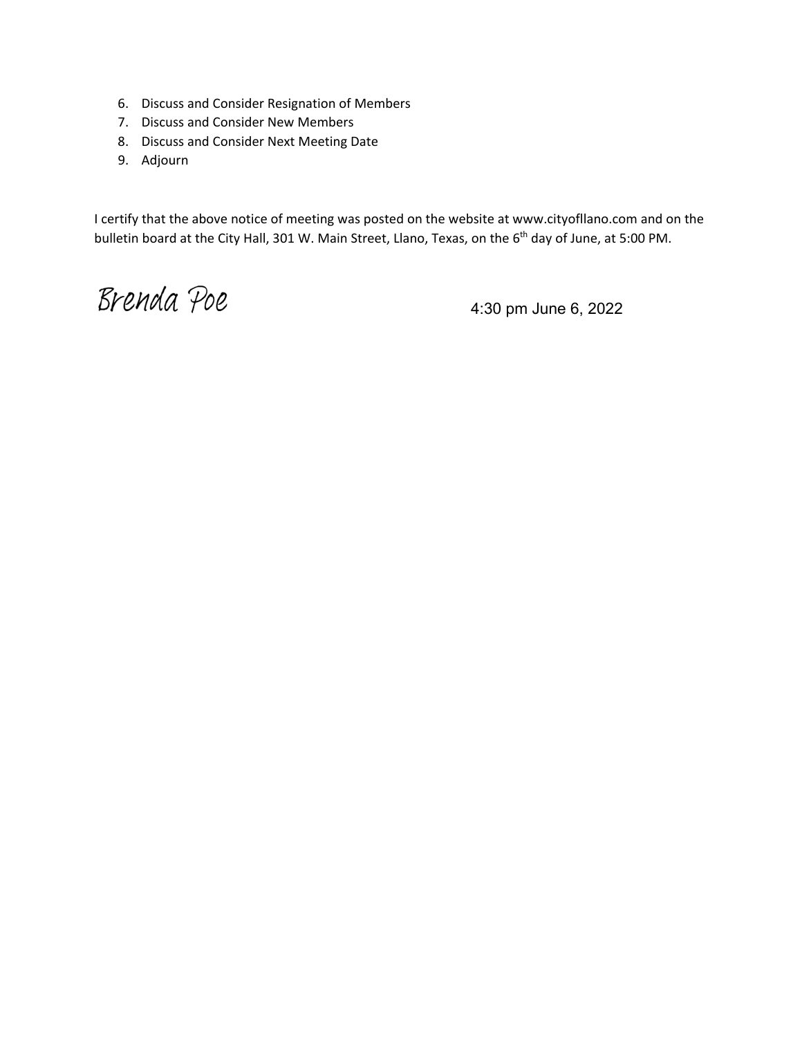6. Discuss and Consider Resignation of Members
7. Discuss and Consider New Members
8. Discuss and Consider Next Meeting Date
9. Adjourn

I certify that the above notice of meeting was posted on the website at www.cityofllano.com and on the bulletin board at the City Hall, 301 W. Main Street, Llano, Texas, on the 6th day of June, at 5:00 PM.

Brenda Poe

4:30 pm June 6, 2022